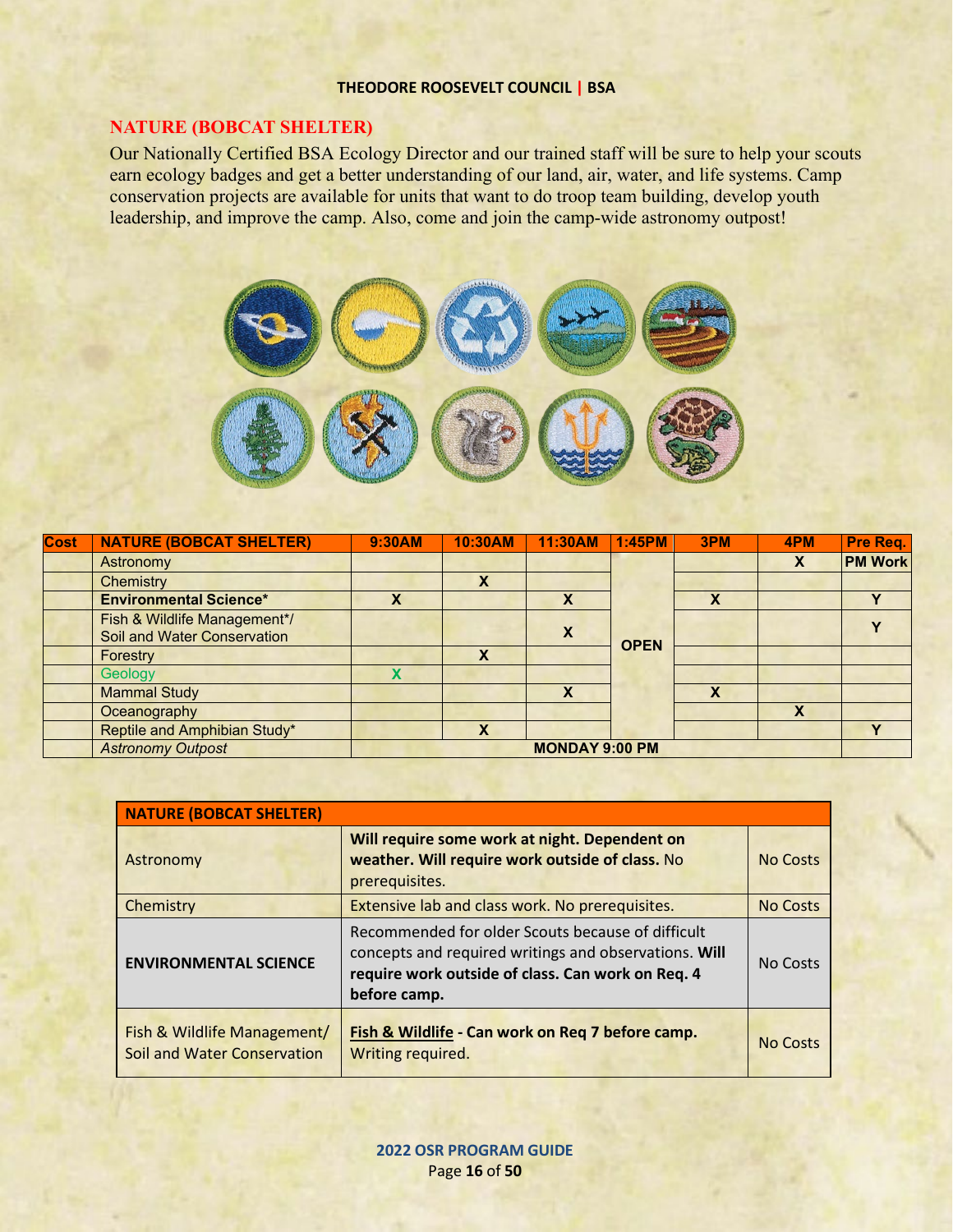## NATURE (BOBCAT SHELTER)

Our Nationally Certified BSA Ecology Director and our trained staff will be sure to help your scouts earn ecology badges and get a better understanding of our land, air, water, and life systems. Camp conservation projects are available for units that want to do troop team building, develop youth leadership, and improve the camp. Also, come and join the camp-wide astronomy outpost!

| Cost | NATURE (BOBCAT SHELTER) | 9:30AM | 10:30AM | 11:30AM | 1:45PM | 3PM | 4PM | Pre Req. |
|---|---|---|---|---|---|---|---|---|
| | Astronomy | | | | OPEN | | X | PM Work |
| | Chemistry | | X | | | | | |
| | **Environmental Science*** | X | | X | | X | | Y |
| | Fish & Wildlife Management*/ Soil and Water Conservation | | | X | | | | Y |
| | Forestry | | X | | | | | |
| | Geology | X | | | | | | |
| | Mammal Study | | | X | | X | | |
| | Oceanography | | | | | | X | |
| | Reptile and Amphibian Study* | | X | | | | | Y |
| | *Astronomy Outpost* | MONDAY 9:00 PM | | | | | | |

| NATURE (BOBCAT SHELTER) | | |
|---|---|---|
| Astronomy | **Will require some work at night. Dependent on weather. Will require work outside of class.** No prerequisites. | No Costs |
| Chemistry | Extensive lab and class work. No prerequisites. | No Costs |
| **ENVIRONMENTAL SCIENCE** | Recommended for older Scouts because of difficult concepts and required writings and observations. **Will require work outside of class. Can work on Req. 4 before camp.** | No Costs |
| Fish & Wildlife Management/ Soil and Water Conservation | **Fish & Wildlife - Can work on Req 7 before camp.** Writing required. | No Costs |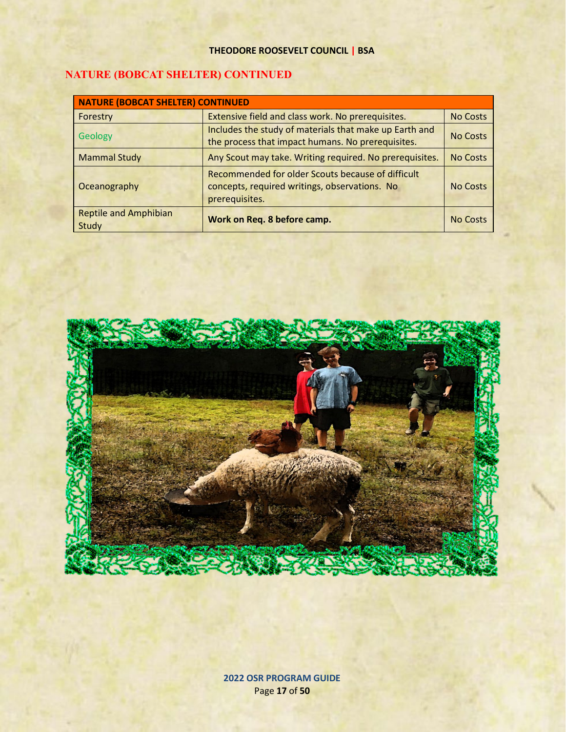## NATURE (BOBCAT SHELTER) CONTINUED

| NATURE (BOBCAT SHELTER) CONTINUED | | |
|---|---|---|
| Forestry | Extensive field and class work. No prerequisites. | No Costs |
| Geology | Includes the study of materials that make up Earth and the process that impact humans. No prerequisites. | No Costs |
| Mammal Study | Any Scout may take. Writing required. No prerequisites. | No Costs |
| Oceanography | Recommended for older Scouts because of difficult concepts, required writings, observations. No prerequisites. | No Costs |
| Reptile and Amphibian Study | **Work on Req. 8 before camp.** | No Costs |